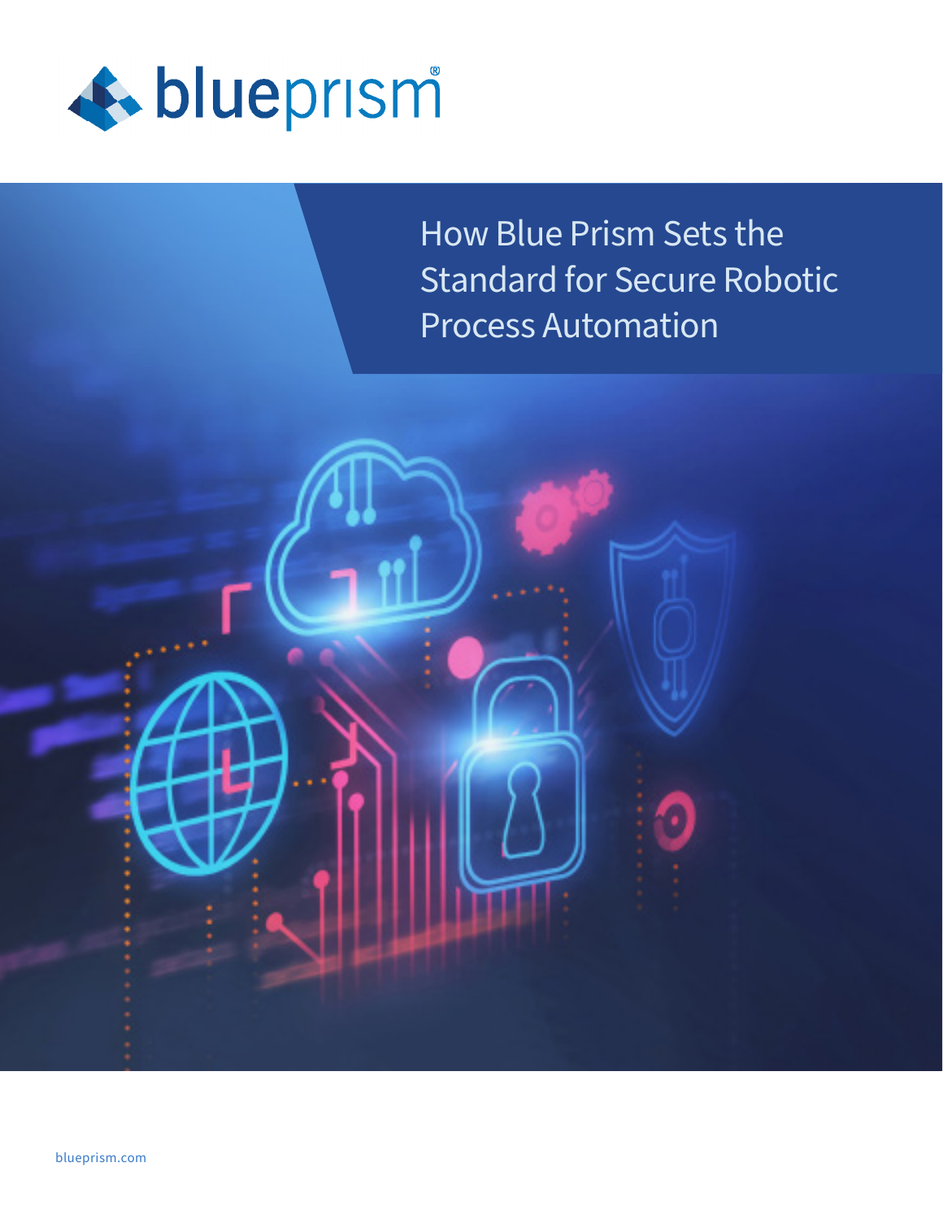blueprism®

# How Blue Prism Sets the Standard for Secure Robotic Process Automation

blueprism.com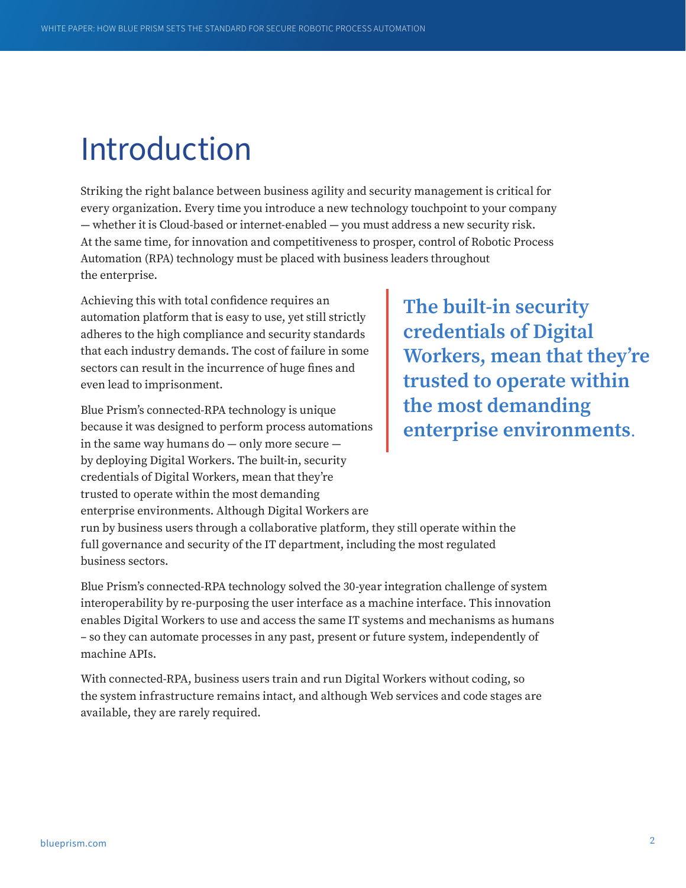# Introduction

Striking the right balance between business agility and security management is critical for every organization. Every time you introduce a new technology touchpoint to your company — whether it is Cloud-based or internet-enabled — you must address a new security risk. At the same time, for innovation and competitiveness to prosper, control of Robotic Process Automation (RPA) technology must be placed with business leaders throughout the enterprise.

Achieving this with total confidence requires an automation platform that is easy to use, yet still strictly adheres to the high compliance and security standards that each industry demands. The cost of failure in some sectors can result in the incurrence of huge fines and even lead to imprisonment.

> **The built-in security credentials of Digital Workers, mean that they're trusted to operate within the most demanding enterprise environments.**

Blue Prism's connected-RPA technology is unique because it was designed to perform process automations in the same way humans do — only more secure — by deploying Digital Workers. The built-in, security credentials of Digital Workers, mean that they're trusted to operate within the most demanding enterprise environments. Although Digital Workers are run by business users through a collaborative platform, they still operate within the full governance and security of the IT department, including the most regulated business sectors.

Blue Prism's connected-RPA technology solved the 30-year integration challenge of system interoperability by re-purposing the user interface as a machine interface. This innovation enables Digital Workers to use and access the same IT systems and mechanisms as humans – so they can automate processes in any past, present or future system, independently of machine APIs.

With connected-RPA, business users train and run Digital Workers without coding, so the system infrastructure remains intact, and although Web services and code stages are available, they are rarely required.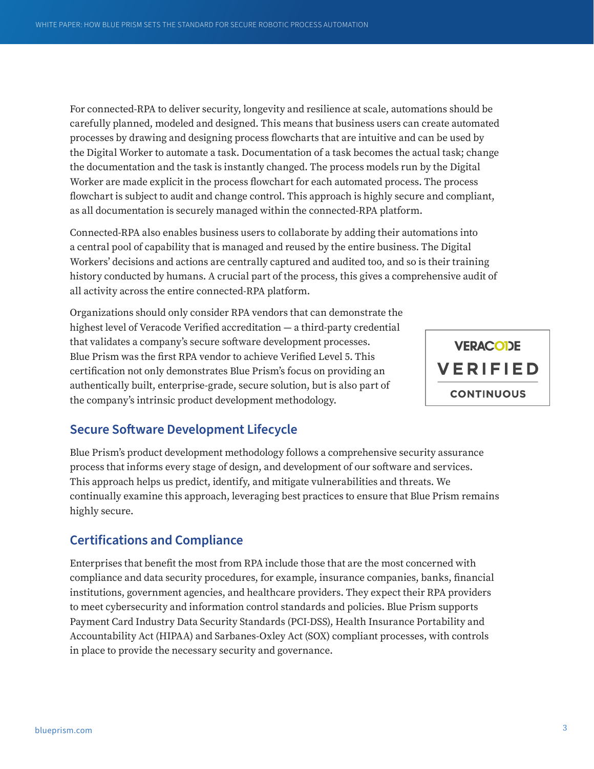For connected-RPA to deliver security, longevity and resilience at scale, automations should be carefully planned, modeled and designed. This means that business users can create automated processes by drawing and designing process flowcharts that are intuitive and can be used by the Digital Worker to automate a task. Documentation of a task becomes the actual task; change the documentation and the task is instantly changed. The process models run by the Digital Worker are made explicit in the process flowchart for each automated process. The process flowchart is subject to audit and change control. This approach is highly secure and compliant, as all documentation is securely managed within the connected-RPA platform.

Connected-RPA also enables business users to collaborate by adding their automations into a central pool of capability that is managed and reused by the entire business. The Digital Workers' decisions and actions are centrally captured and audited too, and so is their training history conducted by humans. A crucial part of the process, this gives a comprehensive audit of all activity across the entire connected-RPA platform.

Organizations should only consider RPA vendors that can demonstrate the highest level of Veracode Verified accreditation — a third-party credential that validates a company's secure software development processes. Blue Prism was the first RPA vendor to achieve Verified Level 5. This certification not only demonstrates Blue Prism's focus on providing an authentically built, enterprise-grade, secure solution, but is also part of the company's intrinsic product development methodology.

VERACODE VERIFIED CONTINUOUS

## Secure Software Development Lifecycle

Blue Prism's product development methodology follows a comprehensive security assurance process that informs every stage of design, and development of our software and services. This approach helps us predict, identify, and mitigate vulnerabilities and threats. We continually examine this approach, leveraging best practices to ensure that Blue Prism remains highly secure.

## Certifications and Compliance

Enterprises that benefit the most from RPA include those that are the most concerned with compliance and data security procedures, for example, insurance companies, banks, financial institutions, government agencies, and healthcare providers. They expect their RPA providers to meet cybersecurity and information control standards and policies. Blue Prism supports Payment Card Industry Data Security Standards (PCI-DSS), Health Insurance Portability and Accountability Act (HIPAA) and Sarbanes-Oxley Act (SOX) compliant processes, with controls in place to provide the necessary security and governance.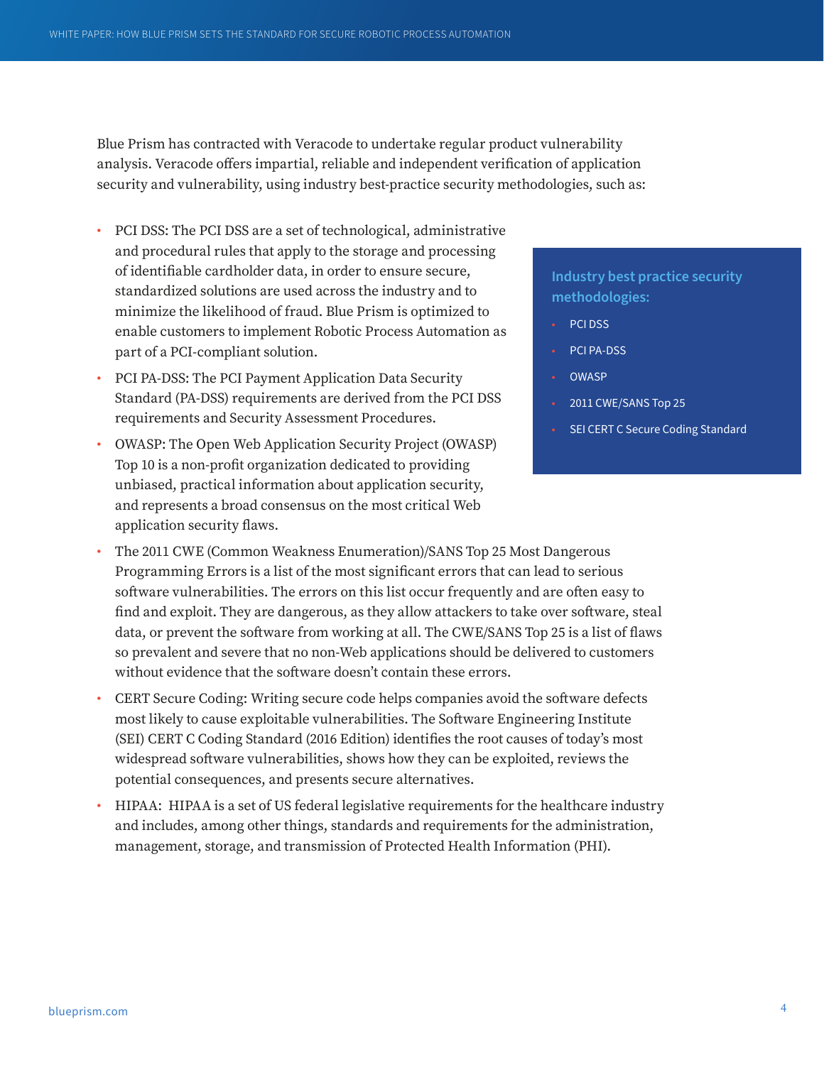Blue Prism has contracted with Veracode to undertake regular product vulnerability analysis. Veracode offers impartial, reliable and independent verification of application security and vulnerability, using industry best-practice security methodologies, such as:

- PCI DSS: The PCI DSS are a set of technological, administrative and procedural rules that apply to the storage and processing of identifiable cardholder data, in order to ensure secure, standardized solutions are used across the industry and to minimize the likelihood of fraud. Blue Prism is optimized to enable customers to implement Robotic Process Automation as part of a PCI-compliant solution.
- PCI PA-DSS: The PCI Payment Application Data Security Standard (PA-DSS) requirements are derived from the PCI DSS requirements and Security Assessment Procedures.
- OWASP: The Open Web Application Security Project (OWASP) Top 10 is a non-profit organization dedicated to providing unbiased, practical information about application security, and represents a broad consensus on the most critical Web application security flaws.
- The 2011 CWE (Common Weakness Enumeration)/SANS Top 25 Most Dangerous Programming Errors is a list of the most significant errors that can lead to serious software vulnerabilities. The errors on this list occur frequently and are often easy to find and exploit. They are dangerous, as they allow attackers to take over software, steal data, or prevent the software from working at all. The CWE/SANS Top 25 is a list of flaws so prevalent and severe that no non-Web applications should be delivered to customers without evidence that the software doesn't contain these errors.
- CERT Secure Coding: Writing secure code helps companies avoid the software defects most likely to cause exploitable vulnerabilities. The Software Engineering Institute (SEI) CERT C Coding Standard (2016 Edition) identifies the root causes of today's most widespread software vulnerabilities, shows how they can be exploited, reviews the potential consequences, and presents secure alternatives.
- HIPAA: HIPAA is a set of US federal legislative requirements for the healthcare industry and includes, among other things, standards and requirements for the administration, management, storage, and transmission of Protected Health Information (PHI).

**Industry best practice security methodologies:**

- PCI DSS
- PCI PA-DSS
- OWASP
- 2011 CWE/SANS Top 25
- SEI CERT C Secure Coding Standard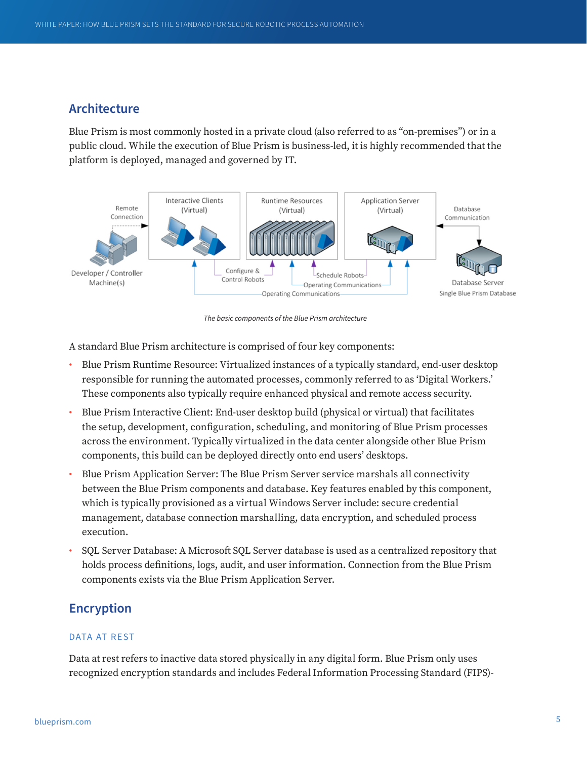## Architecture

Blue Prism is most commonly hosted in a private cloud (also referred to as "on-premises") or in a public cloud. While the execution of Blue Prism is business-led, it is highly recommended that the platform is deployed, managed and governed by IT.

*The basic components of the Blue Prism architecture*

A standard Blue Prism architecture is comprised of four key components:

- Blue Prism Runtime Resource: Virtualized instances of a typically standard, end-user desktop responsible for running the automated processes, commonly referred to as 'Digital Workers.' These components also typically require enhanced physical and remote access security.
- Blue Prism Interactive Client: End-user desktop build (physical or virtual) that facilitates the setup, development, configuration, scheduling, and monitoring of Blue Prism processes across the environment. Typically virtualized in the data center alongside other Blue Prism components, this build can be deployed directly onto end users' desktops.
- Blue Prism Application Server: The Blue Prism Server service marshals all connectivity between the Blue Prism components and database. Key features enabled by this component, which is typically provisioned as a virtual Windows Server include: secure credential management, database connection marshalling, data encryption, and scheduled process execution.
- SQL Server Database: A Microsoft SQL Server database is used as a centralized repository that holds process definitions, logs, audit, and user information. Connection from the Blue Prism components exists via the Blue Prism Application Server.

## Encryption

### DATA AT REST

Data at rest refers to inactive data stored physically in any digital form. Blue Prism only uses recognized encryption standards and includes Federal Information Processing Standard (FIPS)-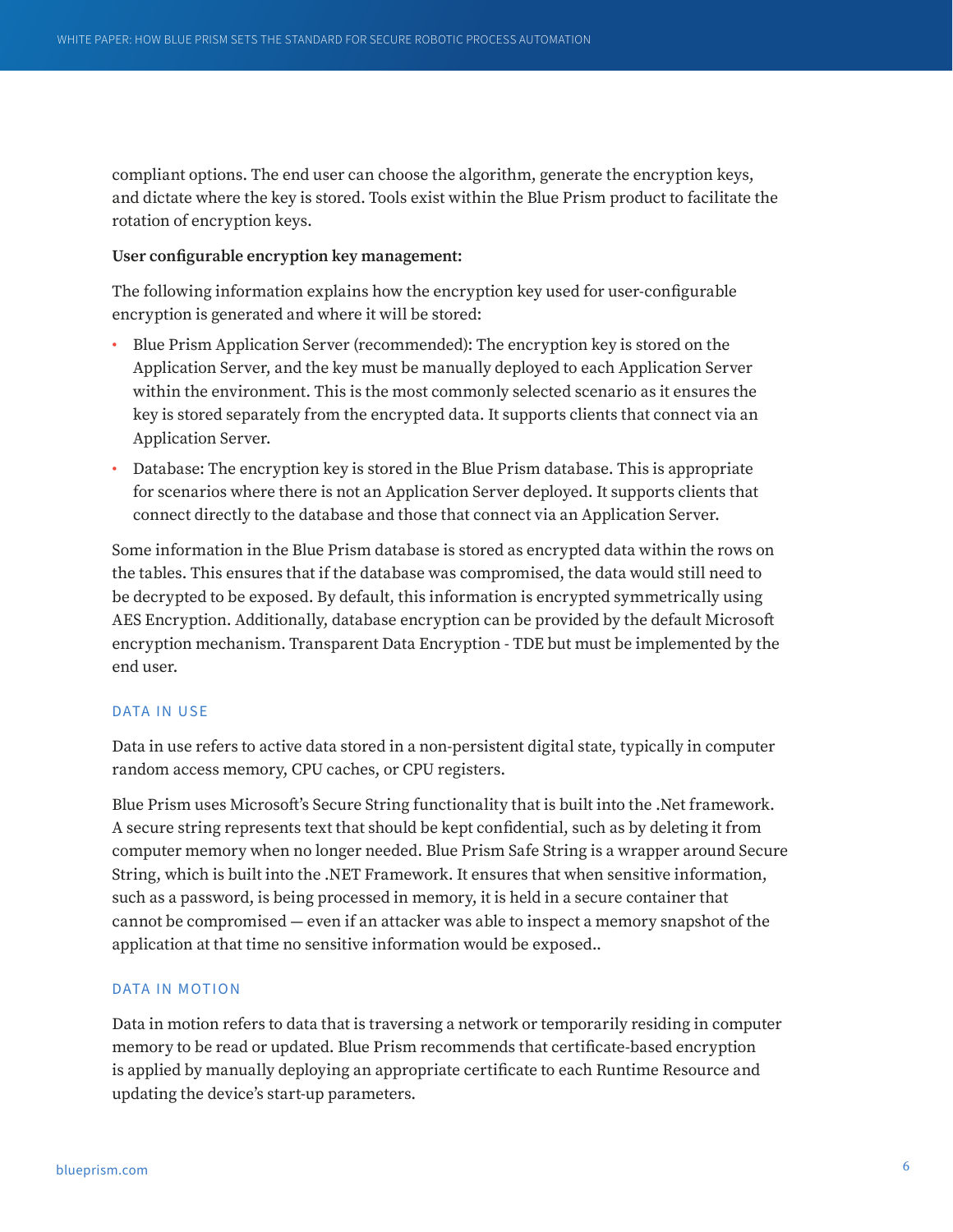compliant options. The end user can choose the algorithm, generate the encryption keys, and dictate where the key is stored. Tools exist within the Blue Prism product to facilitate the rotation of encryption keys.

**User configurable encryption key management:**

The following information explains how the encryption key used for user-configurable encryption is generated and where it will be stored:

- Blue Prism Application Server (recommended): The encryption key is stored on the Application Server, and the key must be manually deployed to each Application Server within the environment. This is the most commonly selected scenario as it ensures the key is stored separately from the encrypted data. It supports clients that connect via an Application Server.
- Database: The encryption key is stored in the Blue Prism database. This is appropriate for scenarios where there is not an Application Server deployed. It supports clients that connect directly to the database and those that connect via an Application Server.

Some information in the Blue Prism database is stored as encrypted data within the rows on the tables. This ensures that if the database was compromised, the data would still need to be decrypted to be exposed. By default, this information is encrypted symmetrically using AES Encryption. Additionally, database encryption can be provided by the default Microsoft encryption mechanism. Transparent Data Encryption - TDE but must be implemented by the end user.

## DATA IN USE

Data in use refers to active data stored in a non-persistent digital state, typically in computer random access memory, CPU caches, or CPU registers.

Blue Prism uses Microsoft's Secure String functionality that is built into the .Net framework. A secure string represents text that should be kept confidential, such as by deleting it from computer memory when no longer needed. Blue Prism Safe String is a wrapper around Secure String, which is built into the .NET Framework. It ensures that when sensitive information, such as a password, is being processed in memory, it is held in a secure container that cannot be compromised — even if an attacker was able to inspect a memory snapshot of the application at that time no sensitive information would be exposed..

## DATA IN MOTION

Data in motion refers to data that is traversing a network or temporarily residing in computer memory to be read or updated. Blue Prism recommends that certificate-based encryption is applied by manually deploying an appropriate certificate to each Runtime Resource and updating the device's start-up parameters.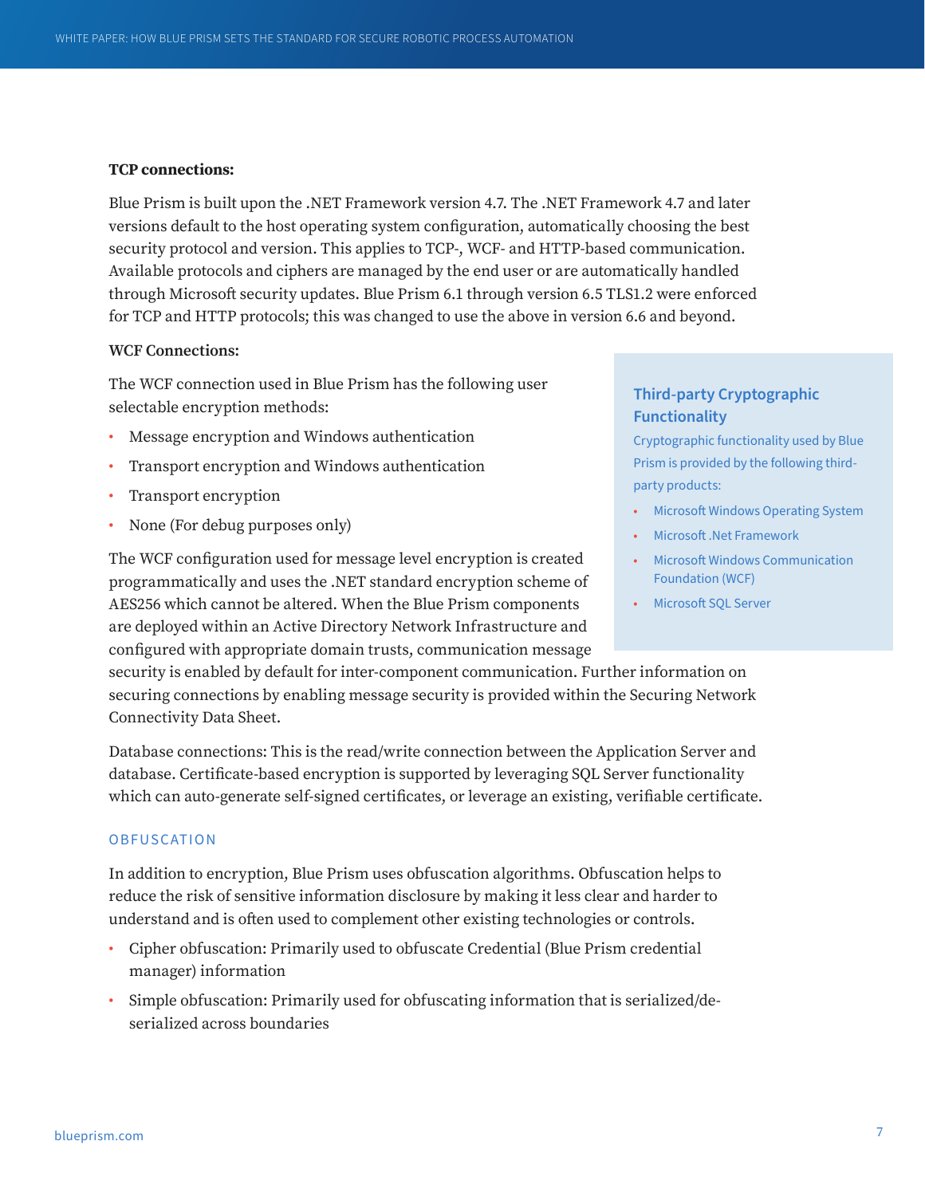**TCP connections:**

Blue Prism is built upon the .NET Framework version 4.7. The .NET Framework 4.7 and later versions default to the host operating system configuration, automatically choosing the best security protocol and version. This applies to TCP-, WCF- and HTTP-based communication. Available protocols and ciphers are managed by the end user or are automatically handled through Microsoft security updates. Blue Prism 6.1 through version 6.5 TLS1.2 were enforced for TCP and HTTP protocols; this was changed to use the above in version 6.6 and beyond.

**WCF Connections:**

The WCF connection used in Blue Prism has the following user selectable encryption methods:

- Message encryption and Windows authentication
- Transport encryption and Windows authentication
- Transport encryption
- None (For debug purposes only)

The WCF configuration used for message level encryption is created programmatically and uses the .NET standard encryption scheme of AES256 which cannot be altered. When the Blue Prism components are deployed within an Active Directory Network Infrastructure and configured with appropriate domain trusts, communication message security is enabled by default for inter-component communication. Further information on securing connections by enabling message security is provided within the Securing Network Connectivity Data Sheet.

Database connections: This is the read/write connection between the Application Server and database. Certificate-based encryption is supported by leveraging SQL Server functionality which can auto-generate self-signed certificates, or leverage an existing, verifiable certificate.

### Third-party Cryptographic Functionality

Cryptographic functionality used by Blue Prism is provided by the following third-party products:

- Microsoft Windows Operating System
- Microsoft .Net Framework
- Microsoft Windows Communication Foundation (WCF)
- Microsoft SQL Server

## OBFUSCATION

In addition to encryption, Blue Prism uses obfuscation algorithms. Obfuscation helps to reduce the risk of sensitive information disclosure by making it less clear and harder to understand and is often used to complement other existing technologies or controls.

- Cipher obfuscation: Primarily used to obfuscate Credential (Blue Prism credential manager) information
- Simple obfuscation: Primarily used for obfuscating information that is serialized/de-serialized across boundaries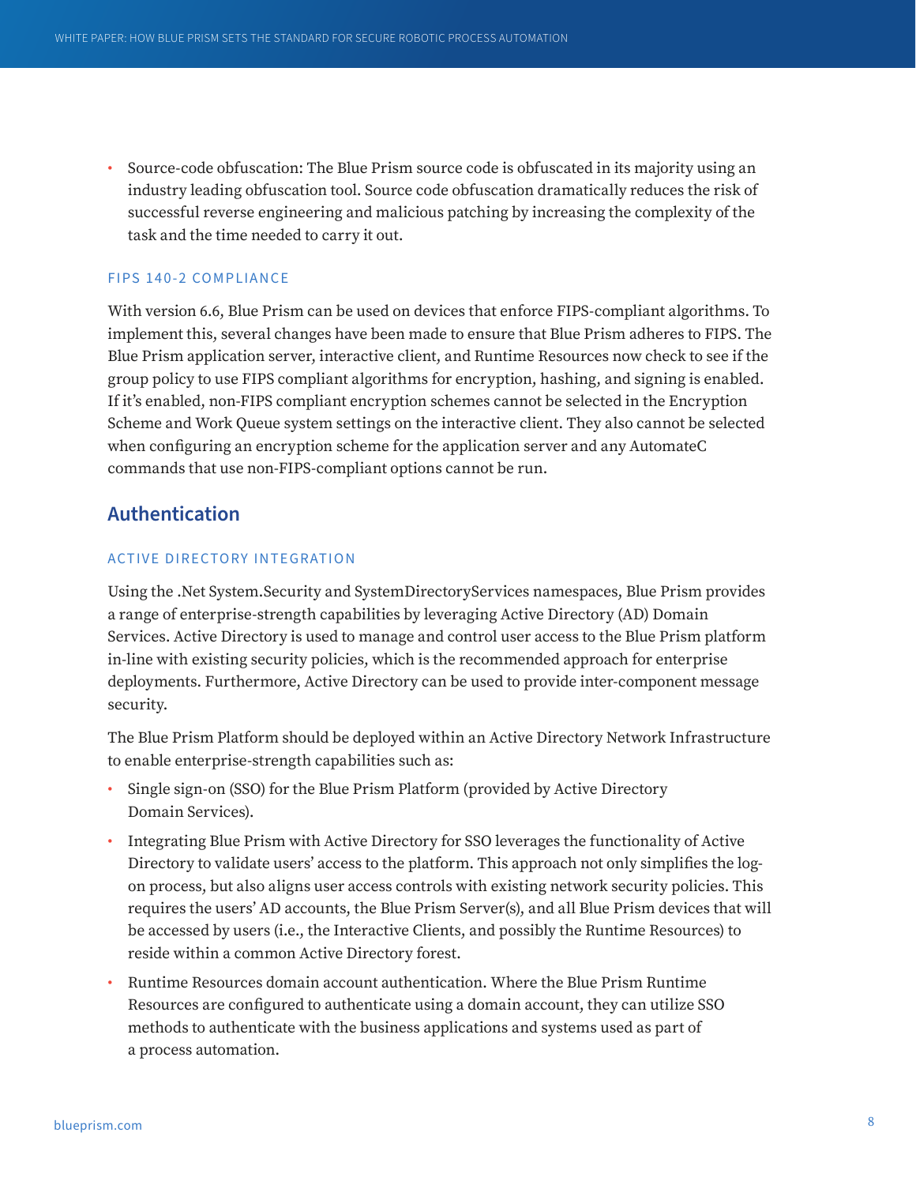- Source-code obfuscation: The Blue Prism source code is obfuscated in its majority using an industry leading obfuscation tool. Source code obfuscation dramatically reduces the risk of successful reverse engineering and malicious patching by increasing the complexity of the task and the time needed to carry it out.

### FIPS 140-2 COMPLIANCE

With version 6.6, Blue Prism can be used on devices that enforce FIPS-compliant algorithms. To implement this, several changes have been made to ensure that Blue Prism adheres to FIPS. The Blue Prism application server, interactive client, and Runtime Resources now check to see if the group policy to use FIPS compliant algorithms for encryption, hashing, and signing is enabled. If it's enabled, non-FIPS compliant encryption schemes cannot be selected in the Encryption Scheme and Work Queue system settings on the interactive client. They also cannot be selected when configuring an encryption scheme for the application server and any AutomateC commands that use non-FIPS-compliant options cannot be run.

## Authentication

### ACTIVE DIRECTORY INTEGRATION

Using the .Net System.Security and SystemDirectoryServices namespaces, Blue Prism provides a range of enterprise-strength capabilities by leveraging Active Directory (AD) Domain Services. Active Directory is used to manage and control user access to the Blue Prism platform in-line with existing security policies, which is the recommended approach for enterprise deployments. Furthermore, Active Directory can be used to provide inter-component message security.

The Blue Prism Platform should be deployed within an Active Directory Network Infrastructure to enable enterprise-strength capabilities such as:

- Single sign-on (SSO) for the Blue Prism Platform (provided by Active Directory Domain Services).
- Integrating Blue Prism with Active Directory for SSO leverages the functionality of Active Directory to validate users' access to the platform. This approach not only simplifies the log-on process, but also aligns user access controls with existing network security policies. This requires the users' AD accounts, the Blue Prism Server(s), and all Blue Prism devices that will be accessed by users (i.e., the Interactive Clients, and possibly the Runtime Resources) to reside within a common Active Directory forest.
- Runtime Resources domain account authentication. Where the Blue Prism Runtime Resources are configured to authenticate using a domain account, they can utilize SSO methods to authenticate with the business applications and systems used as part of a process automation.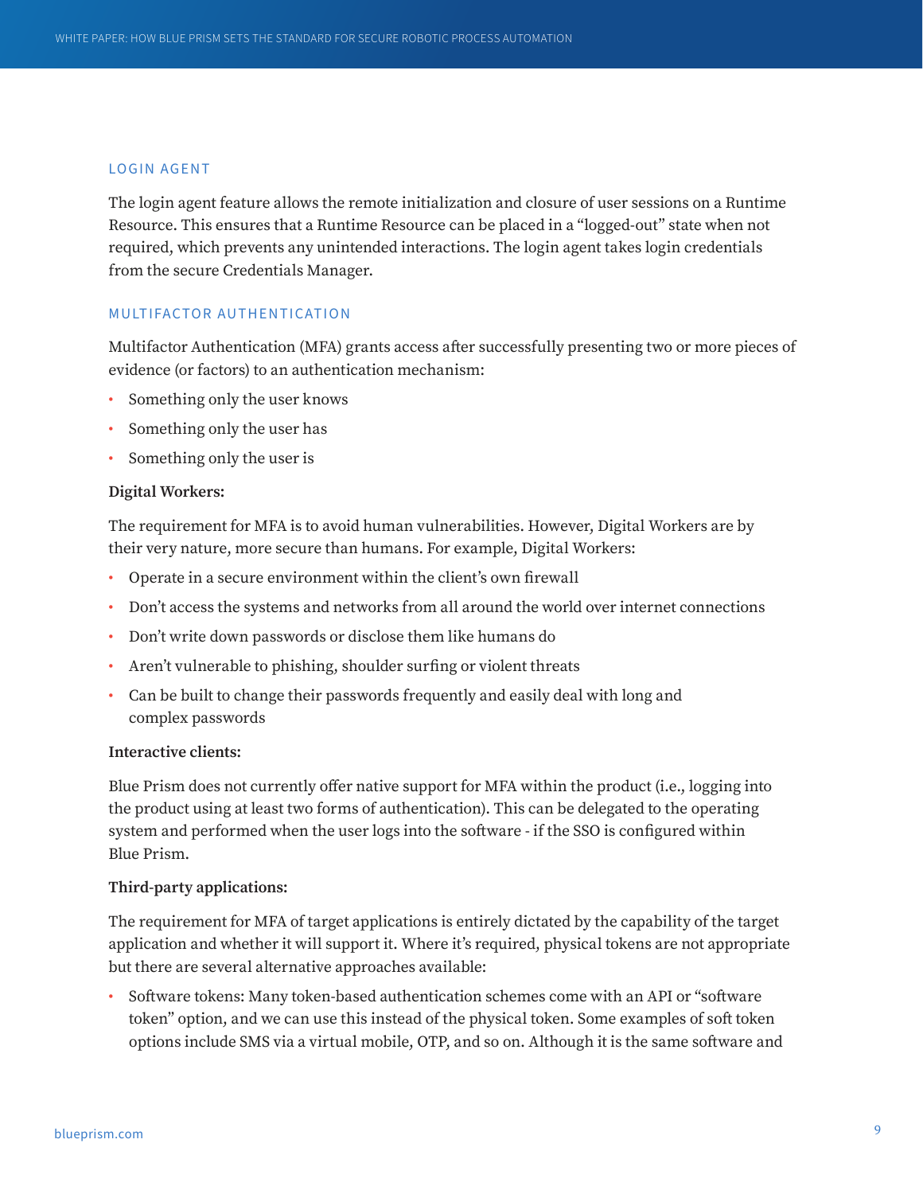## LOGIN AGENT

The login agent feature allows the remote initialization and closure of user sessions on a Runtime Resource. This ensures that a Runtime Resource can be placed in a "logged-out" state when not required, which prevents any unintended interactions. The login agent takes login credentials from the secure Credentials Manager.

## MULTIFACTOR AUTHENTICATION

Multifactor Authentication (MFA) grants access after successfully presenting two or more pieces of evidence (or factors) to an authentication mechanism:

- Something only the user knows
- Something only the user has
- Something only the user is

**Digital Workers:**

The requirement for MFA is to avoid human vulnerabilities. However, Digital Workers are by their very nature, more secure than humans. For example, Digital Workers:

- Operate in a secure environment within the client's own firewall
- Don't access the systems and networks from all around the world over internet connections
- Don't write down passwords or disclose them like humans do
- Aren't vulnerable to phishing, shoulder surfing or violent threats
- Can be built to change their passwords frequently and easily deal with long and complex passwords

**Interactive clients:**

Blue Prism does not currently offer native support for MFA within the product (i.e., logging into the product using at least two forms of authentication). This can be delegated to the operating system and performed when the user logs into the software - if the SSO is configured within Blue Prism.

**Third-party applications:**

The requirement for MFA of target applications is entirely dictated by the capability of the target application and whether it will support it. Where it's required, physical tokens are not appropriate but there are several alternative approaches available:

- Software tokens: Many token-based authentication schemes come with an API or "software token" option, and we can use this instead of the physical token. Some examples of soft token options include SMS via a virtual mobile, OTP, and so on. Although it is the same software and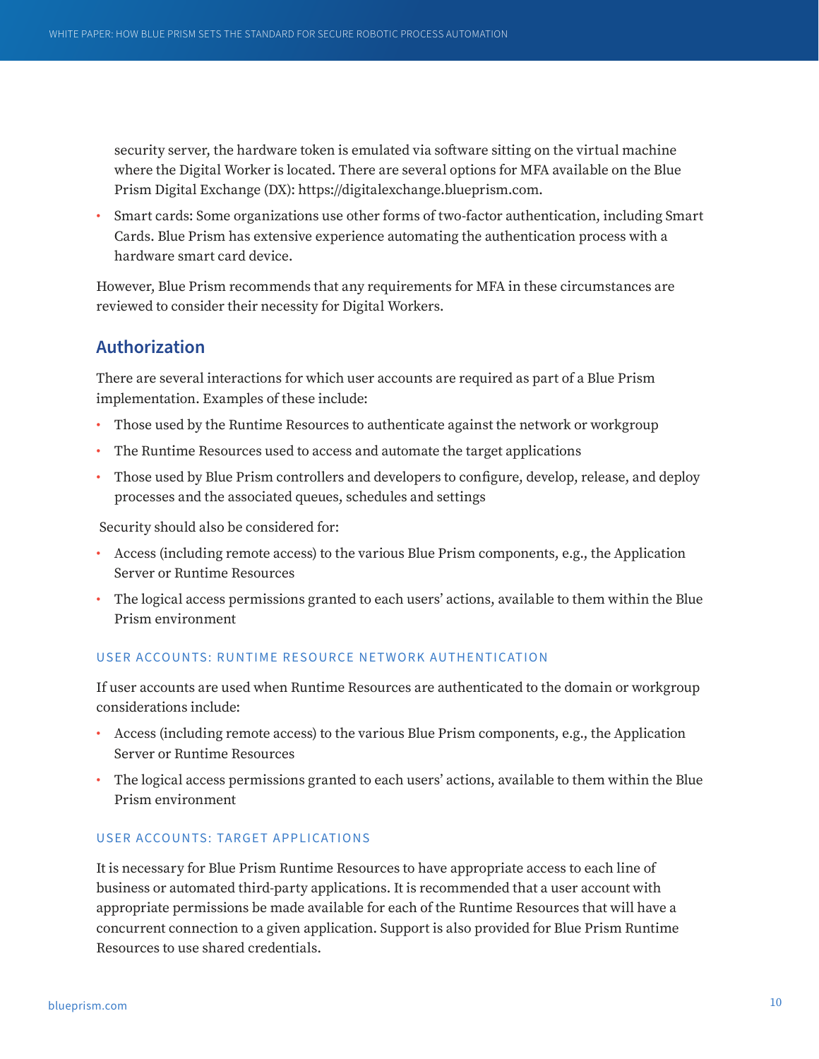security server, the hardware token is emulated via software sitting on the virtual machine where the Digital Worker is located. There are several options for MFA available on the Blue Prism Digital Exchange (DX): https://digitalexchange.blueprism.com.

- Smart cards: Some organizations use other forms of two-factor authentication, including Smart Cards. Blue Prism has extensive experience automating the authentication process with a hardware smart card device.

However, Blue Prism recommends that any requirements for MFA in these circumstances are reviewed to consider their necessity for Digital Workers.

## Authorization

There are several interactions for which user accounts are required as part of a Blue Prism implementation. Examples of these include:

- Those used by the Runtime Resources to authenticate against the network or workgroup
- The Runtime Resources used to access and automate the target applications
- Those used by Blue Prism controllers and developers to configure, develop, release, and deploy processes and the associated queues, schedules and settings

Security should also be considered for:

- Access (including remote access) to the various Blue Prism components, e.g., the Application Server or Runtime Resources
- The logical access permissions granted to each users' actions, available to them within the Blue Prism environment

### USER ACCOUNTS: RUNTIME RESOURCE NETWORK AUTHENTICATION

If user accounts are used when Runtime Resources are authenticated to the domain or workgroup considerations include:

- Access (including remote access) to the various Blue Prism components, e.g., the Application Server or Runtime Resources
- The logical access permissions granted to each users' actions, available to them within the Blue Prism environment

### USER ACCOUNTS: TARGET APPLICATIONS

It is necessary for Blue Prism Runtime Resources to have appropriate access to each line of business or automated third-party applications. It is recommended that a user account with appropriate permissions be made available for each of the Runtime Resources that will have a concurrent connection to a given application. Support is also provided for Blue Prism Runtime Resources to use shared credentials.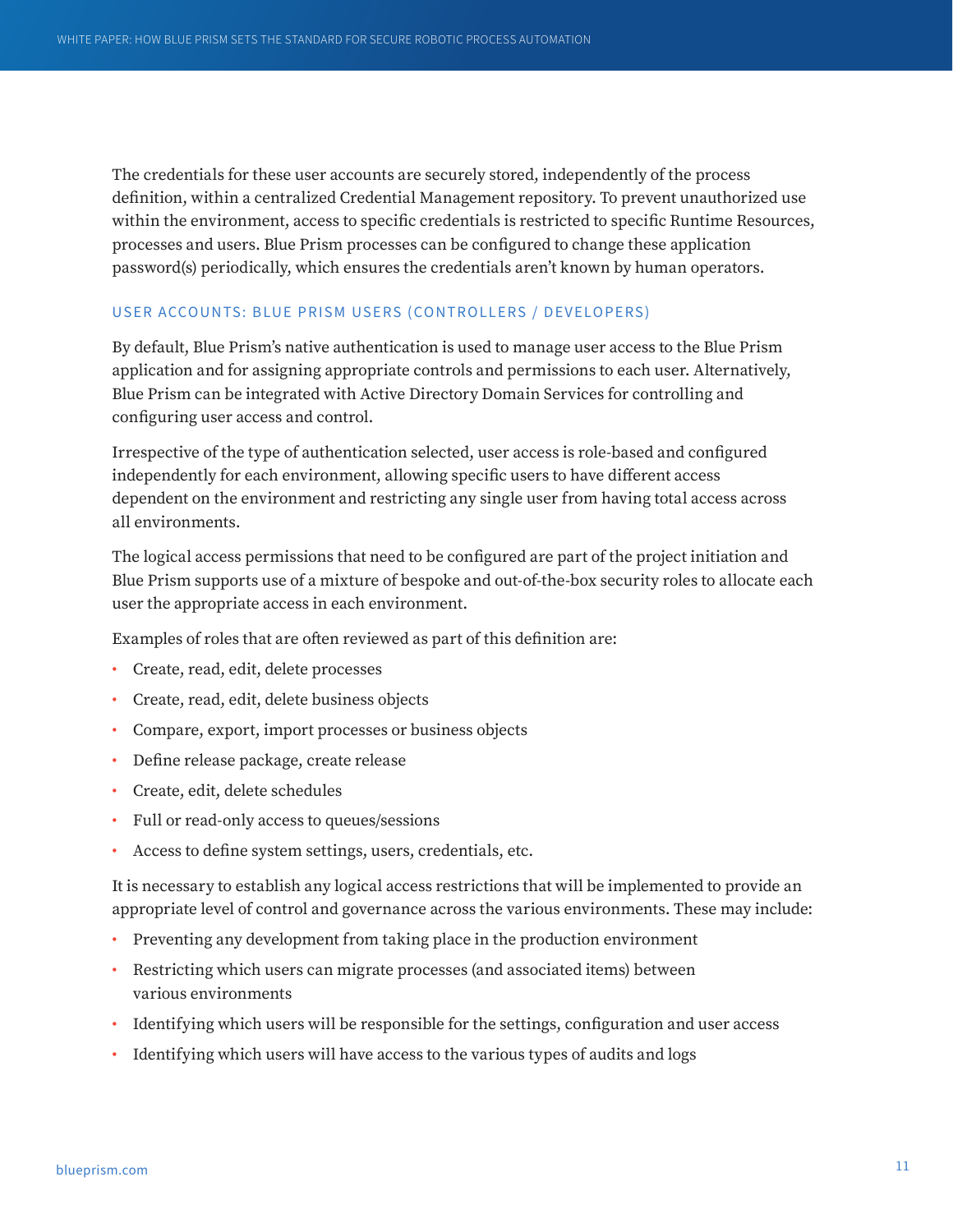The credentials for these user accounts are securely stored, independently of the process definition, within a centralized Credential Management repository. To prevent unauthorized use within the environment, access to specific credentials is restricted to specific Runtime Resources, processes and users. Blue Prism processes can be configured to change these application password(s) periodically, which ensures the credentials aren't known by human operators.

### USER ACCOUNTS: BLUE PRISM USERS (CONTROLLERS / DEVELOPERS)

By default, Blue Prism's native authentication is used to manage user access to the Blue Prism application and for assigning appropriate controls and permissions to each user. Alternatively, Blue Prism can be integrated with Active Directory Domain Services for controlling and configuring user access and control.

Irrespective of the type of authentication selected, user access is role-based and configured independently for each environment, allowing specific users to have different access dependent on the environment and restricting any single user from having total access across all environments.

The logical access permissions that need to be configured are part of the project initiation and Blue Prism supports use of a mixture of bespoke and out-of-the-box security roles to allocate each user the appropriate access in each environment.

Examples of roles that are often reviewed as part of this definition are:

- Create, read, edit, delete processes
- Create, read, edit, delete business objects
- Compare, export, import processes or business objects
- Define release package, create release
- Create, edit, delete schedules
- Full or read-only access to queues/sessions
- Access to define system settings, users, credentials, etc.

It is necessary to establish any logical access restrictions that will be implemented to provide an appropriate level of control and governance across the various environments. These may include:

- Preventing any development from taking place in the production environment
- Restricting which users can migrate processes (and associated items) between various environments
- Identifying which users will be responsible for the settings, configuration and user access
- Identifying which users will have access to the various types of audits and logs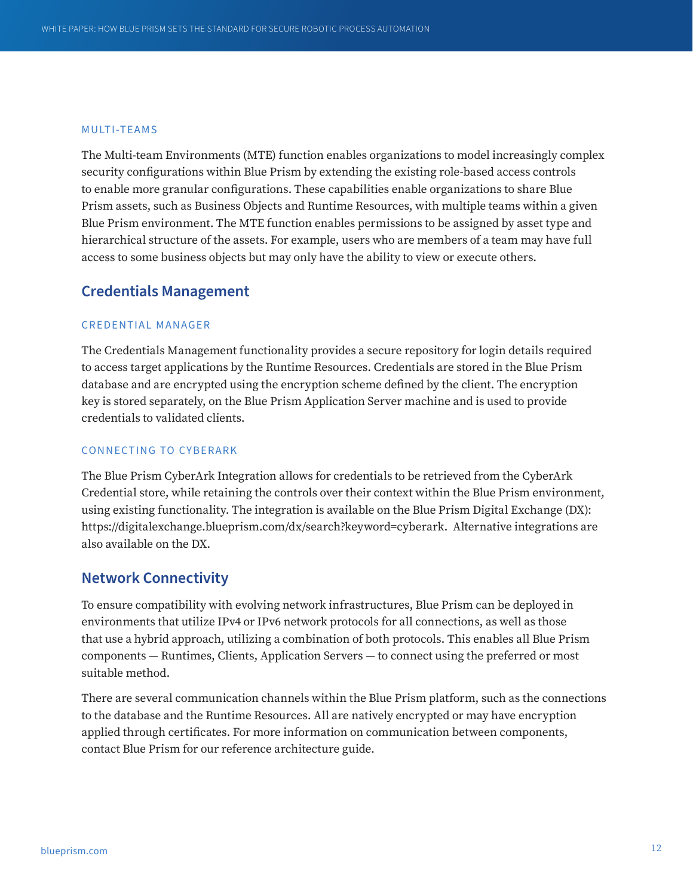### MULTI-TEAMS

The Multi-team Environments (MTE) function enables organizations to model increasingly complex security configurations within Blue Prism by extending the existing role-based access controls to enable more granular configurations. These capabilities enable organizations to share Blue Prism assets, such as Business Objects and Runtime Resources, with multiple teams within a given Blue Prism environment. The MTE function enables permissions to be assigned by asset type and hierarchical structure of the assets. For example, users who are members of a team may have full access to some business objects but may only have the ability to view or execute others.

## Credentials Management

### CREDENTIAL MANAGER

The Credentials Management functionality provides a secure repository for login details required to access target applications by the Runtime Resources. Credentials are stored in the Blue Prism database and are encrypted using the encryption scheme defined by the client. The encryption key is stored separately, on the Blue Prism Application Server machine and is used to provide credentials to validated clients.

### CONNECTING TO CYBERARK

The Blue Prism CyberArk Integration allows for credentials to be retrieved from the CyberArk Credential store, while retaining the controls over their context within the Blue Prism environment, using existing functionality. The integration is available on the Blue Prism Digital Exchange (DX): https://digitalexchange.blueprism.com/dx/search?keyword=cyberark. Alternative integrations are also available on the DX.

## Network Connectivity

To ensure compatibility with evolving network infrastructures, Blue Prism can be deployed in environments that utilize IPv4 or IPv6 network protocols for all connections, as well as those that use a hybrid approach, utilizing a combination of both protocols. This enables all Blue Prism components — Runtimes, Clients, Application Servers — to connect using the preferred or most suitable method.

There are several communication channels within the Blue Prism platform, such as the connections to the database and the Runtime Resources. All are natively encrypted or may have encryption applied through certificates. For more information on communication between components, contact Blue Prism for our reference architecture guide.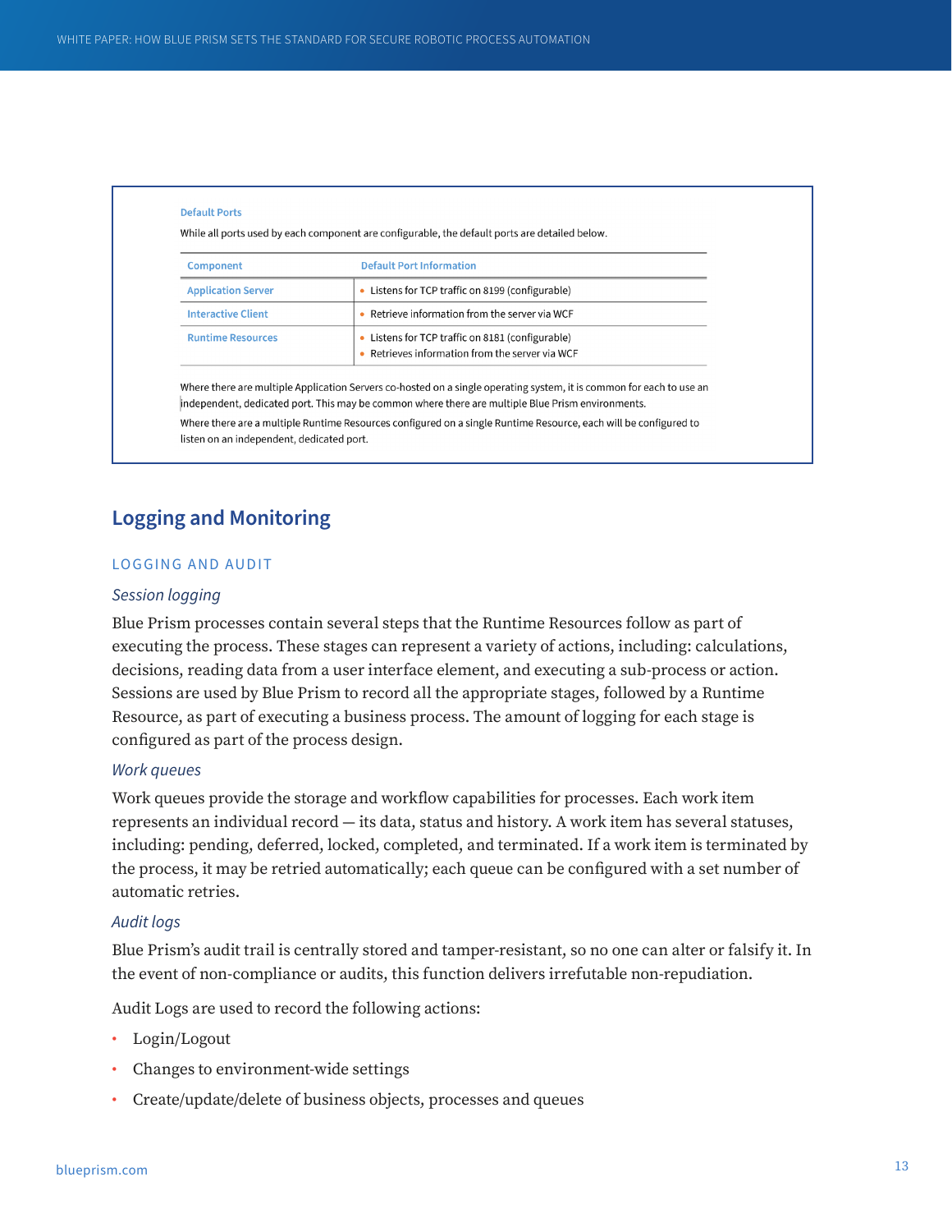**Default Ports**

While all ports used by each component are configurable, the default ports are detailed below.

| Component | Default Port Information |
| --- | --- |
| Application Server | • Listens for TCP traffic on 8199 (configurable) |
| Interactive Client | • Retrieve information from the server via WCF |
| Runtime Resources | • Listens for TCP traffic on 8181 (configurable)<br>• Retrieves information from the server via WCF |

Where there are multiple Application Servers co-hosted on a single operating system, it is common for each to use an independent, dedicated port. This may be common where there are multiple Blue Prism environments.

Where there are a multiple Runtime Resources configured on a single Runtime Resource, each will be configured to listen on an independent, dedicated port.

## Logging and Monitoring

### LOGGING AND AUDIT

*Session logging*

Blue Prism processes contain several steps that the Runtime Resources follow as part of executing the process. These stages can represent a variety of actions, including: calculations, decisions, reading data from a user interface element, and executing a sub-process or action. Sessions are used by Blue Prism to record all the appropriate stages, followed by a Runtime Resource, as part of executing a business process. The amount of logging for each stage is configured as part of the process design.

*Work queues*

Work queues provide the storage and workflow capabilities for processes. Each work item represents an individual record — its data, status and history. A work item has several statuses, including: pending, deferred, locked, completed, and terminated. If a work item is terminated by the process, it may be retried automatically; each queue can be configured with a set number of automatic retries.

*Audit logs*

Blue Prism's audit trail is centrally stored and tamper-resistant, so no one can alter or falsify it. In the event of non-compliance or audits, this function delivers irrefutable non-repudiation.

Audit Logs are used to record the following actions:

- Login/Logout
- Changes to environment-wide settings
- Create/update/delete of business objects, processes and queues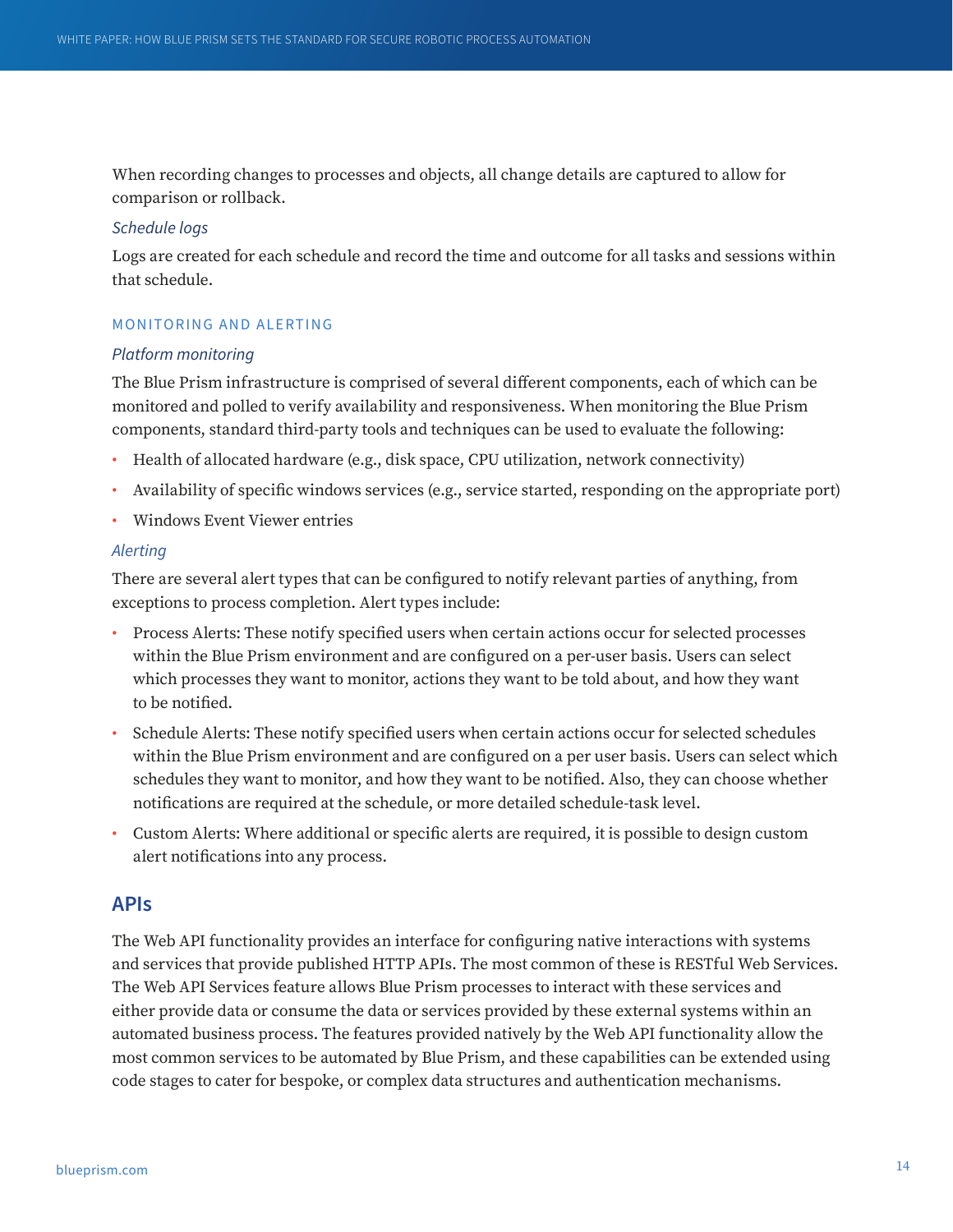When recording changes to processes and objects, all change details are captured to allow for comparison or rollback.

*Schedule logs*

Logs are created for each schedule and record the time and outcome for all tasks and sessions within that schedule.

### MONITORING AND ALERTING

*Platform monitoring*

The Blue Prism infrastructure is comprised of several different components, each of which can be monitored and polled to verify availability and responsiveness. When monitoring the Blue Prism components, standard third-party tools and techniques can be used to evaluate the following:

- Health of allocated hardware (e.g., disk space, CPU utilization, network connectivity)
- Availability of specific windows services (e.g., service started, responding on the appropriate port)
- Windows Event Viewer entries

*Alerting*

There are several alert types that can be configured to notify relevant parties of anything, from exceptions to process completion. Alert types include:

- Process Alerts: These notify specified users when certain actions occur for selected processes within the Blue Prism environment and are configured on a per-user basis. Users can select which processes they want to monitor, actions they want to be told about, and how they want to be notified.
- Schedule Alerts: These notify specified users when certain actions occur for selected schedules within the Blue Prism environment and are configured on a per user basis. Users can select which schedules they want to monitor, and how they want to be notified. Also, they can choose whether notifications are required at the schedule, or more detailed schedule-task level.
- Custom Alerts: Where additional or specific alerts are required, it is possible to design custom alert notifications into any process.

## APIs

The Web API functionality provides an interface for configuring native interactions with systems and services that provide published HTTP APIs. The most common of these is RESTful Web Services. The Web API Services feature allows Blue Prism processes to interact with these services and either provide data or consume the data or services provided by these external systems within an automated business process. The features provided natively by the Web API functionality allow the most common services to be automated by Blue Prism, and these capabilities can be extended using code stages to cater for bespoke, or complex data structures and authentication mechanisms.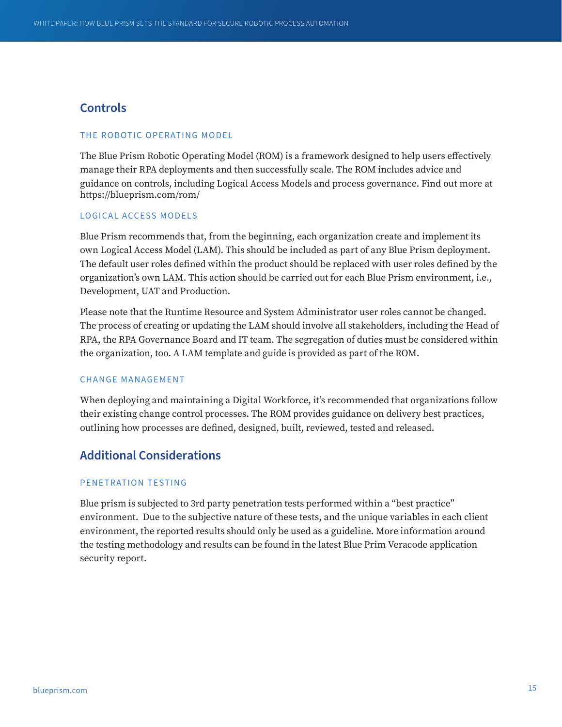## Controls

### THE ROBOTIC OPERATING MODEL

The Blue Prism Robotic Operating Model (ROM) is a framework designed to help users effectively manage their RPA deployments and then successfully scale. The ROM includes advice and guidance on controls, including Logical Access Models and process governance. Find out more at https://blueprism.com/rom/

### LOGICAL ACCESS MODELS

Blue Prism recommends that, from the beginning, each organization create and implement its own Logical Access Model (LAM). This should be included as part of any Blue Prism deployment. The default user roles defined within the product should be replaced with user roles defined by the organization's own LAM. This action should be carried out for each Blue Prism environment, i.e., Development, UAT and Production.

Please note that the Runtime Resource and System Administrator user roles cannot be changed. The process of creating or updating the LAM should involve all stakeholders, including the Head of RPA, the RPA Governance Board and IT team. The segregation of duties must be considered within the organization, too. A LAM template and guide is provided as part of the ROM.

### CHANGE MANAGEMENT

When deploying and maintaining a Digital Workforce, it's recommended that organizations follow their existing change control processes. The ROM provides guidance on delivery best practices, outlining how processes are defined, designed, built, reviewed, tested and released.

## Additional Considerations

### PENETRATION TESTING

Blue prism is subjected to 3rd party penetration tests performed within a "best practice" environment.  Due to the subjective nature of these tests, and the unique variables in each client environment, the reported results should only be used as a guideline. More information around the testing methodology and results can be found in the latest Blue Prim Veracode application security report.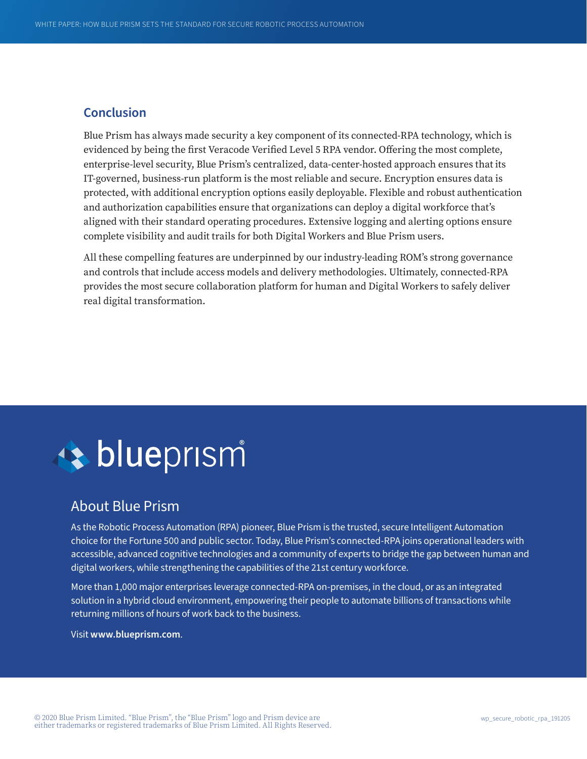## Conclusion

Blue Prism has always made security a key component of its connected-RPA technology, which is evidenced by being the first Veracode Verified Level 5 RPA vendor. Offering the most complete, enterprise-level security, Blue Prism's centralized, data-center-hosted approach ensures that its IT-governed, business-run platform is the most reliable and secure. Encryption ensures data is protected, with additional encryption options easily deployable. Flexible and robust authentication and authorization capabilities ensure that organizations can deploy a digital workforce that's aligned with their standard operating procedures. Extensive logging and alerting options ensure complete visibility and audit trails for both Digital Workers and Blue Prism users.

All these compelling features are underpinned by our industry-leading ROM's strong governance and controls that include access models and delivery methodologies. Ultimately, connected-RPA provides the most secure collaboration platform for human and Digital Workers to safely deliver real digital transformation.

blueprism®

## About Blue Prism

As the Robotic Process Automation (RPA) pioneer, Blue Prism is the trusted, secure Intelligent Automation choice for the Fortune 500 and public sector. Today, Blue Prism's connected-RPA joins operational leaders with accessible, advanced cognitive technologies and a community of experts to bridge the gap between human and digital workers, while strengthening the capabilities of the 21st century workforce.

More than 1,000 major enterprises leverage connected-RPA on-premises, in the cloud, or as an integrated solution in a hybrid cloud environment, empowering their people to automate billions of transactions while returning millions of hours of work back to the business.

Visit **www.blueprism.com**.

© 2020 Blue Prism Limited. "Blue Prism", the "Blue Prism" logo and Prism device are either trademarks or registered trademarks of Blue Prism Limited. All Rights Reserved.

wp_secure_robotic_rpa_191205